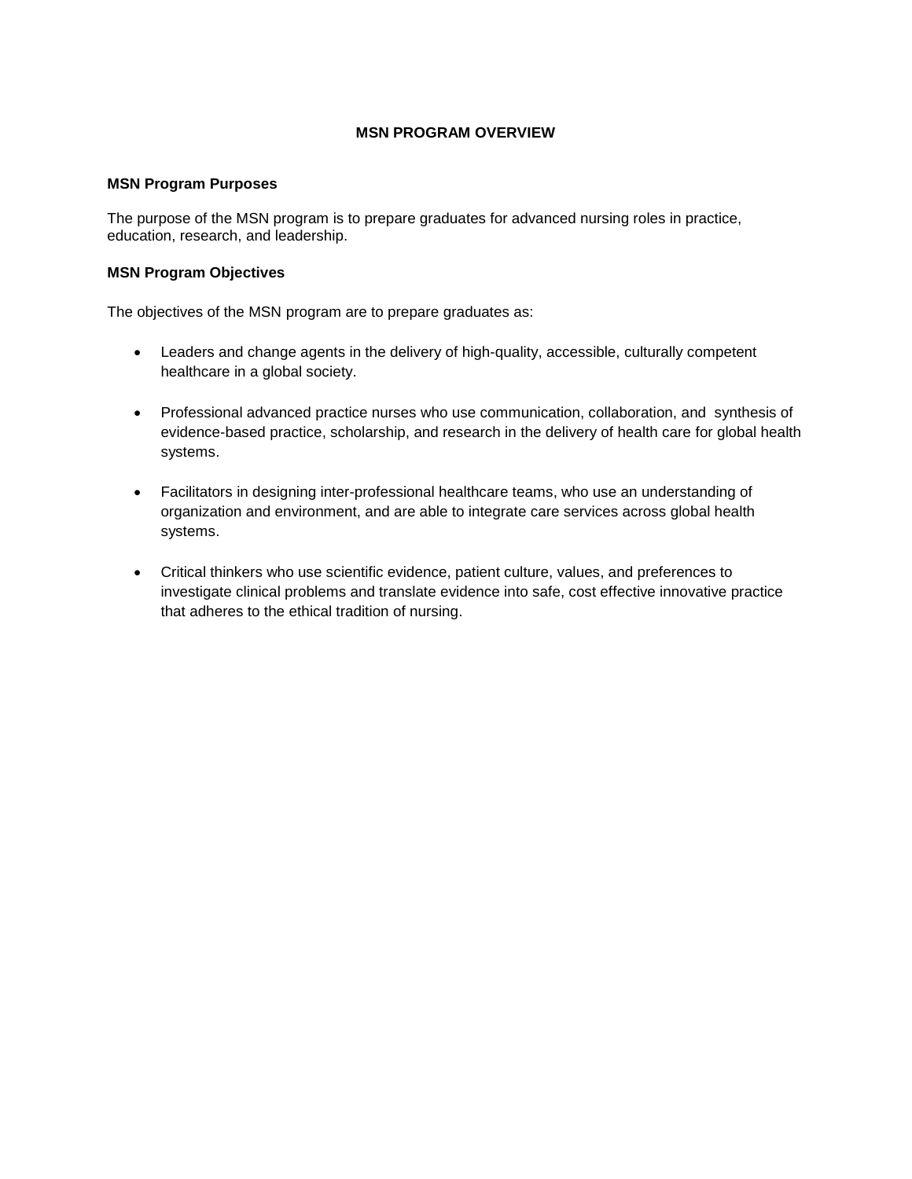# MSN PROGRAM OVERVIEW

## MSN Program Purposes

The purpose of the MSN program is to prepare graduates for advanced nursing roles in practice, education, research, and leadership.

## MSN Program Objectives

The objectives of the MSN program are to prepare graduates as:

- Leaders and change agents in the delivery of high-quality, accessible, culturally competent healthcare in a global society.
- Professional advanced practice nurses who use communication, collaboration, and synthesis of evidence-based practice, scholarship, and research in the delivery of health care for global health systems.
- Facilitators in designing inter-professional healthcare teams, who use an understanding of organization and environment, and are able to integrate care services across global health systems.
- Critical thinkers who use scientific evidence, patient culture, values, and preferences to investigate clinical problems and translate evidence into safe, cost effective innovative practice that adheres to the ethical tradition of nursing.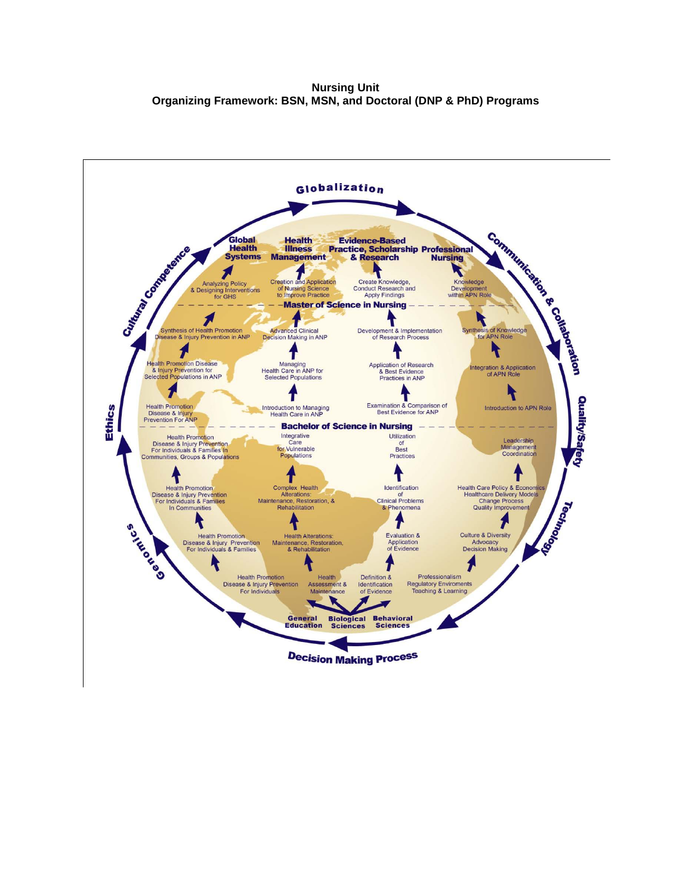**Nursing Unit**
**Organizing Framework: BSN, MSN, and Doctoral (DNP & PhD) Programs**

Globalization

Communication & Collaboration

Quality/Safety

Technology

Decision Making Process

Genomics

Ethics

Cultural Competence

| Global Health Systems | Health Illness Management | Evidence-Based Practice, Scholarship & Research | Professional Nursing |
|---|---|---|---|
| Analyzing Policy & Designing Interventions for GHS | Creation and Application of Nursing Science to Improve Practice | Create Knowledge, Conduct Research and Apply Findings | Knowledge Development within APN Role |
| **Master of Science in Nursing** | | | |
| Synthesis of Health Promotion Disease & Injury Prevention in ANP | Advanced Clinical Decision Making in ANP | Development & Implementation of Research Process | Synthesis of Knowledge for APN Role |
| Health Promotion Disease & Injury Prevention for Selected Populations in ANP | Managing Health Care in ANP for Selected Populations | Application of Research & Best Evidence Practices in ANP | Integration & Application of APN Role |
| Health Promotion Disease & Injury Prevention For ANP | Introduction to Managing Health Care in ANP | Examination & Comparison of Best Evidence for ANP | Introduction to APN Role |
| **Bachelor of Science in Nursing** | | | |
| Health Promotion Disease & Injury Prevention For Individuals & Families In Communities, Groups & Populations | Integrative Care for Vulnerable Populations | Utilization of Best Practices | Leadership Management Coordination |
| Health Promotion Disease & Injury Prevention For Individuals & Families In Communities | Complex Health Alterations: Maintenance, Restoration, & Rehabilitation | Identification of Clinical Problems & Phenomena | Health Care Policy & Economics Healthcare Delivery Models Change Process Quality Improvement |
| Health Promotion Disease & Injury Prevention For Individuals & Families | Health Alterations: Maintenance, Restoration, & Rehabilitation | Evaluation & Application of Evidence | Culture & Diversity Advocacy Decision Making |
| Health Promotion Disease & Injury Prevention For Individuals | Health Assessment & Maintenance | Definition & Identification of Evidence | Professionalism Regulatory Enviroments Teaching & Learning |

General Education | Biological Sciences | Behavioral Sciences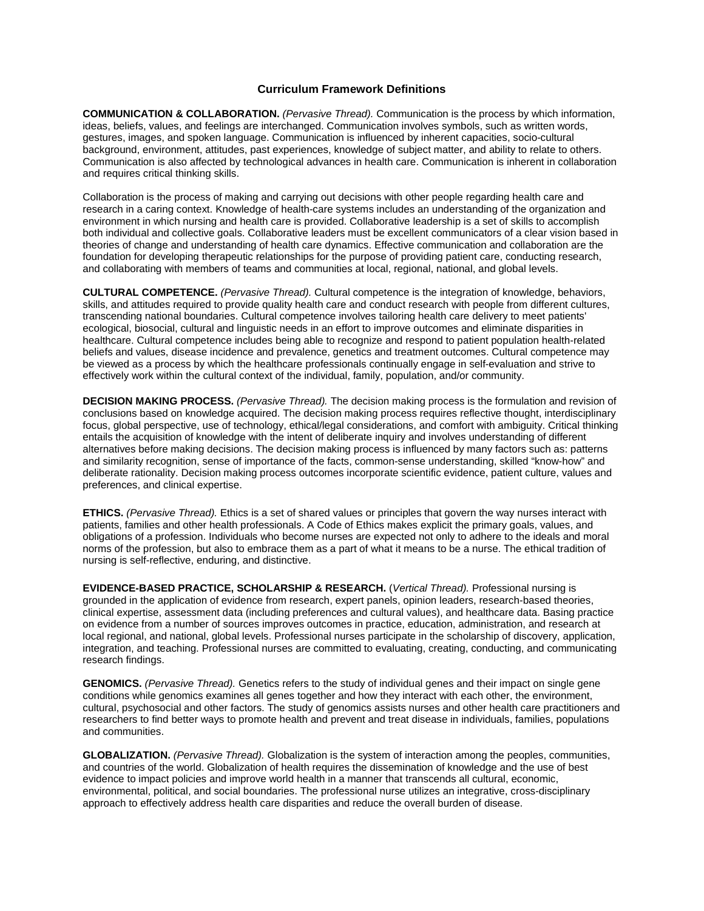## Curriculum Framework Definitions

**COMMUNICATION & COLLABORATION.** *(Pervasive Thread).* Communication is the process by which information, ideas, beliefs, values, and feelings are interchanged. Communication involves symbols, such as written words, gestures, images, and spoken language. Communication is influenced by inherent capacities, socio-cultural background, environment, attitudes, past experiences, knowledge of subject matter, and ability to relate to others. Communication is also affected by technological advances in health care. Communication is inherent in collaboration and requires critical thinking skills.

Collaboration is the process of making and carrying out decisions with other people regarding health care and research in a caring context. Knowledge of health-care systems includes an understanding of the organization and environment in which nursing and health care is provided. Collaborative leadership is a set of skills to accomplish both individual and collective goals. Collaborative leaders must be excellent communicators of a clear vision based in theories of change and understanding of health care dynamics. Effective communication and collaboration are the foundation for developing therapeutic relationships for the purpose of providing patient care, conducting research, and collaborating with members of teams and communities at local, regional, national, and global levels.

**CULTURAL COMPETENCE.** *(Pervasive Thread).* Cultural competence is the integration of knowledge, behaviors, skills, and attitudes required to provide quality health care and conduct research with people from different cultures, transcending national boundaries. Cultural competence involves tailoring health care delivery to meet patients' ecological, biosocial, cultural and linguistic needs in an effort to improve outcomes and eliminate disparities in healthcare. Cultural competence includes being able to recognize and respond to patient population health-related beliefs and values, disease incidence and prevalence, genetics and treatment outcomes. Cultural competence may be viewed as a process by which the healthcare professionals continually engage in self-evaluation and strive to effectively work within the cultural context of the individual, family, population, and/or community.

**DECISION MAKING PROCESS.** *(Pervasive Thread).* The decision making process is the formulation and revision of conclusions based on knowledge acquired. The decision making process requires reflective thought, interdisciplinary focus, global perspective, use of technology, ethical/legal considerations, and comfort with ambiguity. Critical thinking entails the acquisition of knowledge with the intent of deliberate inquiry and involves understanding of different alternatives before making decisions. The decision making process is influenced by many factors such as: patterns and similarity recognition, sense of importance of the facts, common-sense understanding, skilled "know-how" and deliberate rationality. Decision making process outcomes incorporate scientific evidence, patient culture, values and preferences, and clinical expertise.

**ETHICS.** *(Pervasive Thread).* Ethics is a set of shared values or principles that govern the way nurses interact with patients, families and other health professionals. A Code of Ethics makes explicit the primary goals, values, and obligations of a profession. Individuals who become nurses are expected not only to adhere to the ideals and moral norms of the profession, but also to embrace them as a part of what it means to be a nurse. The ethical tradition of nursing is self-reflective, enduring, and distinctive.

**EVIDENCE-BASED PRACTICE, SCHOLARSHIP & RESEARCH.** (*Vertical Thread).* Professional nursing is grounded in the application of evidence from research, expert panels, opinion leaders, research-based theories, clinical expertise, assessment data (including preferences and cultural values), and healthcare data. Basing practice on evidence from a number of sources improves outcomes in practice, education, administration, and research at local regional, and national, global levels. Professional nurses participate in the scholarship of discovery, application, integration, and teaching. Professional nurses are committed to evaluating, creating, conducting, and communicating research findings.

**GENOMICS.** *(Pervasive Thread).* Genetics refers to the study of individual genes and their impact on single gene conditions while genomics examines all genes together and how they interact with each other, the environment, cultural, psychosocial and other factors. The study of genomics assists nurses and other health care practitioners and researchers to find better ways to promote health and prevent and treat disease in individuals, families, populations and communities.

**GLOBALIZATION.** *(Pervasive Thread).* Globalization is the system of interaction among the peoples, communities, and countries of the world. Globalization of health requires the dissemination of knowledge and the use of best evidence to impact policies and improve world health in a manner that transcends all cultural, economic, environmental, political, and social boundaries. The professional nurse utilizes an integrative, cross-disciplinary approach to effectively address health care disparities and reduce the overall burden of disease.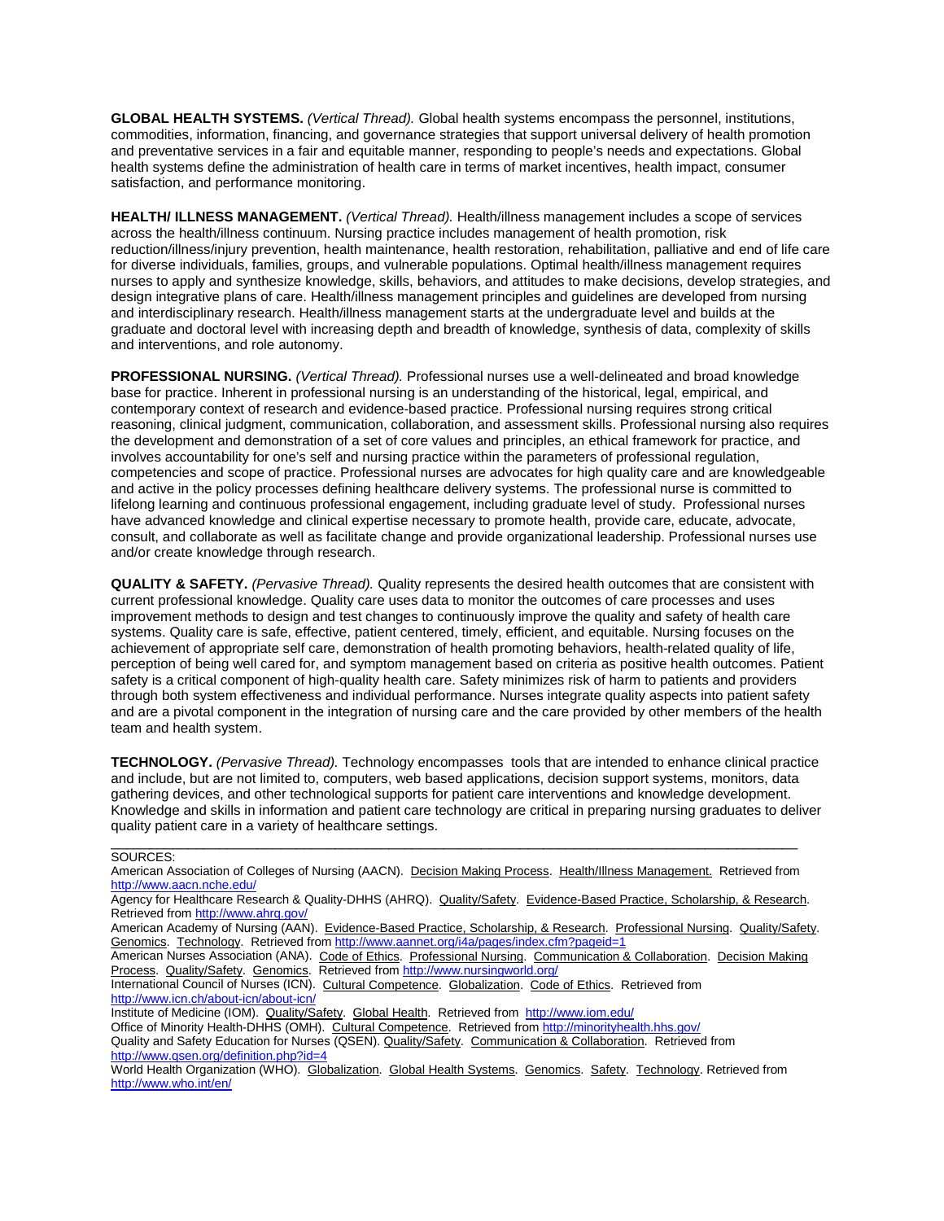**GLOBAL HEALTH SYSTEMS.** *(Vertical Thread).* Global health systems encompass the personnel, institutions, commodities, information, financing, and governance strategies that support universal delivery of health promotion and preventative services in a fair and equitable manner, responding to people's needs and expectations. Global health systems define the administration of health care in terms of market incentives, health impact, consumer satisfaction, and performance monitoring.

**HEALTH/ ILLNESS MANAGEMENT.** *(Vertical Thread).* Health/illness management includes a scope of services across the health/illness continuum. Nursing practice includes management of health promotion, risk reduction/illness/injury prevention, health maintenance, health restoration, rehabilitation, palliative and end of life care for diverse individuals, families, groups, and vulnerable populations. Optimal health/illness management requires nurses to apply and synthesize knowledge, skills, behaviors, and attitudes to make decisions, develop strategies, and design integrative plans of care. Health/illness management principles and guidelines are developed from nursing and interdisciplinary research. Health/illness management starts at the undergraduate level and builds at the graduate and doctoral level with increasing depth and breadth of knowledge, synthesis of data, complexity of skills and interventions, and role autonomy.

**PROFESSIONAL NURSING.** *(Vertical Thread).* Professional nurses use a well-delineated and broad knowledge base for practice. Inherent in professional nursing is an understanding of the historical, legal, empirical, and contemporary context of research and evidence-based practice. Professional nursing requires strong critical reasoning, clinical judgment, communication, collaboration, and assessment skills. Professional nursing also requires the development and demonstration of a set of core values and principles, an ethical framework for practice, and involves accountability for one's self and nursing practice within the parameters of professional regulation, competencies and scope of practice. Professional nurses are advocates for high quality care and are knowledgeable and active in the policy processes defining healthcare delivery systems. The professional nurse is committed to lifelong learning and continuous professional engagement, including graduate level of study. Professional nurses have advanced knowledge and clinical expertise necessary to promote health, provide care, educate, advocate, consult, and collaborate as well as facilitate change and provide organizational leadership. Professional nurses use and/or create knowledge through research.

**QUALITY & SAFETY.** *(Pervasive Thread).* Quality represents the desired health outcomes that are consistent with current professional knowledge. Quality care uses data to monitor the outcomes of care processes and uses improvement methods to design and test changes to continuously improve the quality and safety of health care systems. Quality care is safe, effective, patient centered, timely, efficient, and equitable. Nursing focuses on the achievement of appropriate self care, demonstration of health promoting behaviors, health-related quality of life, perception of being well cared for, and symptom management based on criteria as positive health outcomes. Patient safety is a critical component of high-quality health care. Safety minimizes risk of harm to patients and providers through both system effectiveness and individual performance. Nurses integrate quality aspects into patient safety and are a pivotal component in the integration of nursing care and the care provided by other members of the health team and health system.

**TECHNOLOGY.** *(Pervasive Thread).* Technology encompasses tools that are intended to enhance clinical practice and include, but are not limited to, computers, web based applications, decision support systems, monitors, data gathering devices, and other technological supports for patient care interventions and knowledge development. Knowledge and skills in information and patient care technology are critical in preparing nursing graduates to deliver quality patient care in a variety of healthcare settings.

---

SOURCES:

American Association of Colleges of Nursing (AACN). Decision Making Process. Health/Illness Management. Retrieved from http://www.aacn.nche.edu/

Agency for Healthcare Research & Quality-DHHS (AHRQ). Quality/Safety. Evidence-Based Practice, Scholarship, & Research. Retrieved from http://www.ahrq.gov/

American Academy of Nursing (AAN). Evidence-Based Practice, Scholarship, & Research. Professional Nursing. Quality/Safety. Genomics. Technology. Retrieved from http://www.aannet.org/i4a/pages/index.cfm?pageid=1

American Nurses Association (ANA). Code of Ethics. Professional Nursing. Communication & Collaboration. Decision Making Process. Quality/Safety. Genomics. Retrieved from http://www.nursingworld.org/

International Council of Nurses (ICN). Cultural Competence. Globalization. Code of Ethics. Retrieved from http://www.icn.ch/about-icn/about-icn/

Institute of Medicine (IOM). Quality/Safety. Global Health. Retrieved from http://www.iom.edu/

Office of Minority Health-DHHS (OMH). Cultural Competence. Retrieved from http://minorityhealth.hhs.gov/

Quality and Safety Education for Nurses (QSEN). Quality/Safety. Communication & Collaboration. Retrieved from http://www.qsen.org/definition.php?id=4

World Health Organization (WHO). Globalization. Global Health Systems. Genomics. Safety. Technology. Retrieved from http://www.who.int/en/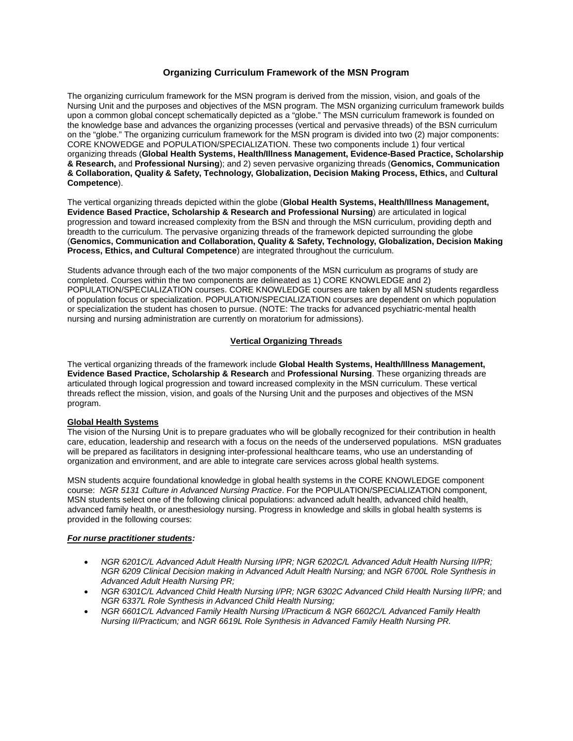## Organizing Curriculum Framework of the MSN Program

The organizing curriculum framework for the MSN program is derived from the mission, vision, and goals of the Nursing Unit and the purposes and objectives of the MSN program. The MSN organizing curriculum framework builds upon a common global concept schematically depicted as a "globe." The MSN curriculum framework is founded on the knowledge base and advances the organizing processes (vertical and pervasive threads) of the BSN curriculum on the "globe." The organizing curriculum framework for the MSN program is divided into two (2) major components: CORE KNOWEDGE and POPULATION/SPECIALIZATION. These two components include 1) four vertical organizing threads (**Global Health Systems, Health/Illness Management, Evidence-Based Practice, Scholarship & Research,** and **Professional Nursing**); and 2) seven pervasive organizing threads (**Genomics, Communication & Collaboration, Quality & Safety, Technology, Globalization, Decision Making Process, Ethics,** and **Cultural Competence**).

The vertical organizing threads depicted within the globe (**Global Health Systems, Health/Illness Management, Evidence Based Practice, Scholarship & Research and Professional Nursing**) are articulated in logical progression and toward increased complexity from the BSN and through the MSN curriculum, providing depth and breadth to the curriculum. The pervasive organizing threads of the framework depicted surrounding the globe (**Genomics, Communication and Collaboration, Quality & Safety, Technology, Globalization, Decision Making Process, Ethics, and Cultural Competence**) are integrated throughout the curriculum.

Students advance through each of the two major components of the MSN curriculum as programs of study are completed. Courses within the two components are delineated as 1) CORE KNOWLEDGE and 2) POPULATION/SPECIALIZATION courses. CORE KNOWLEDGE courses are taken by all MSN students regardless of population focus or specialization. POPULATION/SPECIALIZATION courses are dependent on which population or specialization the student has chosen to pursue. (NOTE: The tracks for advanced psychiatric-mental health nursing and nursing administration are currently on moratorium for admissions).

### Vertical Organizing Threads

The vertical organizing threads of the framework include **Global Health Systems, Health/Illness Management, Evidence Based Practice, Scholarship & Research** and **Professional Nursing**. These organizing threads are articulated through logical progression and toward increased complexity in the MSN curriculum. These vertical threads reflect the mission, vision, and goals of the Nursing Unit and the purposes and objectives of the MSN program.

#### Global Health Systems

The vision of the Nursing Unit is to prepare graduates who will be globally recognized for their contribution in health care, education, leadership and research with a focus on the needs of the underserved populations. MSN graduates will be prepared as facilitators in designing inter-professional healthcare teams, who use an understanding of organization and environment, and are able to integrate care services across global health systems.

MSN students acquire foundational knowledge in global health systems in the CORE KNOWLEDGE component course: *NGR 5131 Culture in Advanced Nursing Practice*. For the POPULATION/SPECIALIZATION component, MSN students select one of the following clinical populations: advanced adult health, advanced child health, advanced family health, or anesthesiology nursing. Progress in knowledge and skills in global health systems is provided in the following courses:

***For nurse practitioner students:***

- *NGR 6201C/L Advanced Adult Health Nursing I/PR; NGR 6202C/L Advanced Adult Health Nursing II/PR; NGR 6209 Clinical Decision making in Advanced Adult Health Nursing;* and *NGR 6700L Role Synthesis in Advanced Adult Health Nursing PR;*
- *NGR 6301C/L Advanced Child Health Nursing I/PR; NGR 6302C Advanced Child Health Nursing II/PR;* and *NGR 6337L Role Synthesis in Advanced Child Health Nursing;*
- *NGR 6601C/L Advanced Family Health Nursing I/Practicum & NGR 6602C/L Advanced Family Health Nursing II/Practicum;* and *NGR 6619L Role Synthesis in Advanced Family Health Nursing PR.*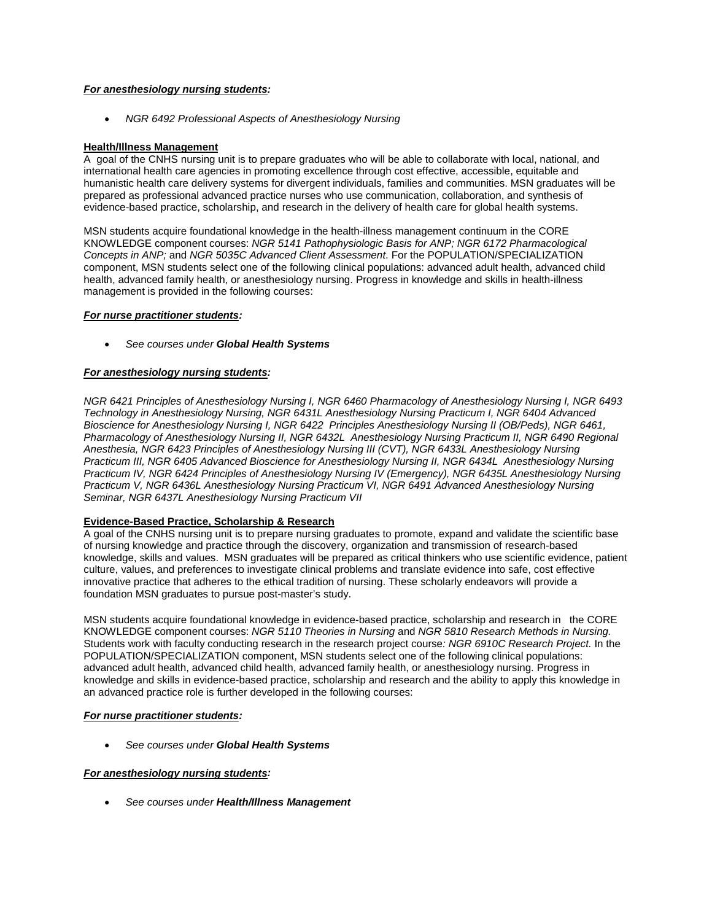***For anesthesiology nursing students:***

- *NGR 6492 Professional Aspects of Anesthesiology Nursing*

**Health/Illness Management**

A goal of the CNHS nursing unit is to prepare graduates who will be able to collaborate with local, national, and international health care agencies in promoting excellence through cost effective, accessible, equitable and humanistic health care delivery systems for divergent individuals, families and communities. MSN graduates will be prepared as professional advanced practice nurses who use communication, collaboration, and synthesis of evidence-based practice, scholarship, and research in the delivery of health care for global health systems.

MSN students acquire foundational knowledge in the health-illness management continuum in the CORE KNOWLEDGE component courses: *NGR 5141 Pathophysiologic Basis for ANP; NGR 6172 Pharmacological Concepts in ANP;* and *NGR 5035C Advanced Client Assessment*. For the POPULATION/SPECIALIZATION component, MSN students select one of the following clinical populations: advanced adult health, advanced child health, advanced family health, or anesthesiology nursing. Progress in knowledge and skills in health-illness management is provided in the following courses:

***For nurse practitioner students:***

- *See courses under **Global Health Systems***

***For anesthesiology nursing students:***

*NGR 6421 Principles of Anesthesiology Nursing I, NGR 6460 Pharmacology of Anesthesiology Nursing I, NGR 6493 Technology in Anesthesiology Nursing, NGR 6431L Anesthesiology Nursing Practicum I, NGR 6404 Advanced Bioscience for Anesthesiology Nursing I, NGR 6422 Principles Anesthesiology Nursing II (OB/Peds), NGR 6461, Pharmacology of Anesthesiology Nursing II, NGR 6432L Anesthesiology Nursing Practicum II, NGR 6490 Regional Anesthesia, NGR 6423 Principles of Anesthesiology Nursing III (CVT), NGR 6433L Anesthesiology Nursing Practicum III, NGR 6405 Advanced Bioscience for Anesthesiology Nursing II, NGR 6434L Anesthesiology Nursing Practicum IV, NGR 6424 Principles of Anesthesiology Nursing IV (Emergency), NGR 6435L Anesthesiology Nursing Practicum V, NGR 6436L Anesthesiology Nursing Practicum VI, NGR 6491 Advanced Anesthesiology Nursing Seminar, NGR 6437L Anesthesiology Nursing Practicum VII*

**Evidence-Based Practice, Scholarship & Research**

A goal of the CNHS nursing unit is to prepare nursing graduates to promote, expand and validate the scientific base of nursing knowledge and practice through the discovery, organization and transmission of research-based knowledge, skills and values. MSN graduates will be prepared as critical thinkers who use scientific evidence, patient culture, values, and preferences to investigate clinical problems and translate evidence into safe, cost effective innovative practice that adheres to the ethical tradition of nursing. These scholarly endeavors will provide a foundation MSN graduates to pursue post-master's study.

MSN students acquire foundational knowledge in evidence-based practice, scholarship and research in the CORE KNOWLEDGE component courses: *NGR 5110 Theories in Nursing* and *NGR 5810 Research Methods in Nursing.* Students work with faculty conducting research in the research project course*: NGR 6910C Research Project.* In the POPULATION/SPECIALIZATION component, MSN students select one of the following clinical populations: advanced adult health, advanced child health, advanced family health, or anesthesiology nursing. Progress in knowledge and skills in evidence-based practice, scholarship and research and the ability to apply this knowledge in an advanced practice role is further developed in the following courses:

***For nurse practitioner students:***

- *See courses under **Global Health Systems***

***For anesthesiology nursing students:***

- *See courses under **Health/Illness Management***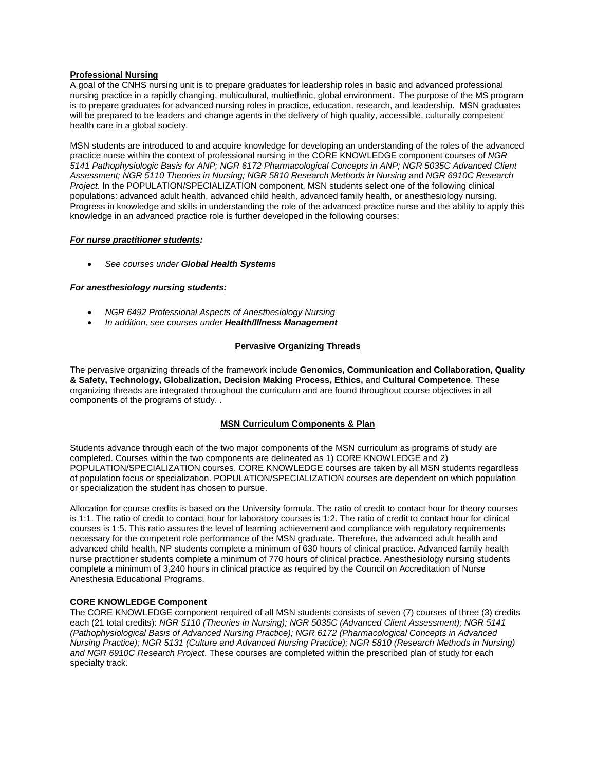**Professional Nursing**

A goal of the CNHS nursing unit is to prepare graduates for leadership roles in basic and advanced professional nursing practice in a rapidly changing, multicultural, multiethnic, global environment. The purpose of the MS program is to prepare graduates for advanced nursing roles in practice, education, research, and leadership. MSN graduates will be prepared to be leaders and change agents in the delivery of high quality, accessible, culturally competent health care in a global society.

MSN students are introduced to and acquire knowledge for developing an understanding of the roles of the advanced practice nurse within the context of professional nursing in the CORE KNOWLEDGE component courses of *NGR 5141 Pathophysiologic Basis for ANP; NGR 6172 Pharmacological Concepts in ANP; NGR 5035C Advanced Client Assessment; NGR 5110 Theories in Nursing; NGR 5810 Research Methods in Nursing* and *NGR 6910C Research Project.* In the POPULATION/SPECIALIZATION component, MSN students select one of the following clinical populations: advanced adult health, advanced child health, advanced family health, or anesthesiology nursing. Progress in knowledge and skills in understanding the role of the advanced practice nurse and the ability to apply this knowledge in an advanced practice role is further developed in the following courses:

***For nurse practitioner students:***

- *See courses under **Global Health Systems***

***For anesthesiology nursing students:***

- *NGR 6492 Professional Aspects of Anesthesiology Nursing*
- *In addition, see courses under **Health/Illness Management***

## Pervasive Organizing Threads

The pervasive organizing threads of the framework include **Genomics, Communication and Collaboration, Quality & Safety, Technology, Globalization, Decision Making Process, Ethics,** and **Cultural Competence**. These organizing threads are integrated throughout the curriculum and are found throughout course objectives in all components of the programs of study. .

## MSN Curriculum Components & Plan

Students advance through each of the two major components of the MSN curriculum as programs of study are completed. Courses within the two components are delineated as 1) CORE KNOWLEDGE and 2) POPULATION/SPECIALIZATION courses. CORE KNOWLEDGE courses are taken by all MSN students regardless of population focus or specialization. POPULATION/SPECIALIZATION courses are dependent on which population or specialization the student has chosen to pursue.

Allocation for course credits is based on the University formula. The ratio of credit to contact hour for theory courses is 1:1. The ratio of credit to contact hour for laboratory courses is 1:2. The ratio of credit to contact hour for clinical courses is 1:5. This ratio assures the level of learning achievement and compliance with regulatory requirements necessary for the competent role performance of the MSN graduate. Therefore, the advanced adult health and advanced child health, NP students complete a minimum of 630 hours of clinical practice. Advanced family health nurse practitioner students complete a minimum of 770 hours of clinical practice. Anesthesiology nursing students complete a minimum of 3,240 hours in clinical practice as required by the Council on Accreditation of Nurse Anesthesia Educational Programs.

**CORE KNOWLEDGE Component**

The CORE KNOWLEDGE component required of all MSN students consists of seven (7) courses of three (3) credits each (21 total credits): *NGR 5110 (Theories in Nursing); NGR 5035C (Advanced Client Assessment); NGR 5141 (Pathophysiological Basis of Advanced Nursing Practice); NGR 6172 (Pharmacological Concepts in Advanced Nursing Practice); NGR 5131 (Culture and Advanced Nursing Practice); NGR 5810 (Research Methods in Nursing) and NGR 6910C Research Project*. These courses are completed within the prescribed plan of study for each specialty track.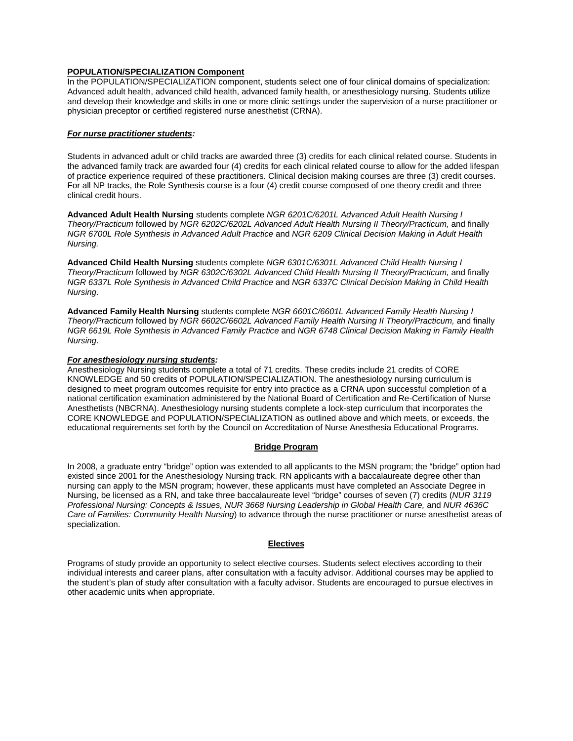**POPULATION/SPECIALIZATION Component**

In the POPULATION/SPECIALIZATION component, students select one of four clinical domains of specialization: Advanced adult health, advanced child health, advanced family health, or anesthesiology nursing. Students utilize and develop their knowledge and skills in one or more clinic settings under the supervision of a nurse practitioner or physician preceptor or certified registered nurse anesthetist (CRNA).

***For nurse practitioner students:***

Students in advanced adult or child tracks are awarded three (3) credits for each clinical related course. Students in the advanced family track are awarded four (4) credits for each clinical related course to allow for the added lifespan of practice experience required of these practitioners. Clinical decision making courses are three (3) credit courses. For all NP tracks, the Role Synthesis course is a four (4) credit course composed of one theory credit and three clinical credit hours.

**Advanced Adult Health Nursing** students complete *NGR 6201C/6201L Advanced Adult Health Nursing I Theory/Practicum* followed by *NGR 6202C/6202L Advanced Adult Health Nursing II Theory/Practicum,* and finally *NGR 6700L Role Synthesis in Advanced Adult Practice* and *NGR 6209 Clinical Decision Making in Adult Health Nursing.*

**Advanced Child Health Nursing** students complete *NGR 6301C/6301L Advanced Child Health Nursing I Theory/Practicum* followed by *NGR 6302C/6302L Advanced Child Health Nursing II Theory/Practicum,* and finally *NGR 6337L Role Synthesis in Advanced Child Practice* and *NGR 6337C Clinical Decision Making in Child Health Nursing*.

**Advanced Family Health Nursing** students complete *NGR 6601C/6601L Advanced Family Health Nursing I Theory/Practicum* followed by *NGR 6602C/6602L Advanced Family Health Nursing II Theory/Practicum,* and finally *NGR 6619L Role Synthesis in Advanced Family Practice* and *NGR 6748 Clinical Decision Making in Family Health Nursing*.

***For anesthesiology nursing students:***

Anesthesiology Nursing students complete a total of 71 credits. These credits include 21 credits of CORE KNOWLEDGE and 50 credits of POPULATION/SPECIALIZATION. The anesthesiology nursing curriculum is designed to meet program outcomes requisite for entry into practice as a CRNA upon successful completion of a national certification examination administered by the National Board of Certification and Re-Certification of Nurse Anesthetists (NBCRNA). Anesthesiology nursing students complete a lock-step curriculum that incorporates the CORE KNOWLEDGE and POPULATION/SPECIALIZATION as outlined above and which meets, or exceeds, the educational requirements set forth by the Council on Accreditation of Nurse Anesthesia Educational Programs.

## Bridge Program

In 2008, a graduate entry "bridge" option was extended to all applicants to the MSN program; the "bridge" option had existed since 2001 for the Anesthesiology Nursing track. RN applicants with a baccalaureate degree other than nursing can apply to the MSN program; however, these applicants must have completed an Associate Degree in Nursing, be licensed as a RN, and take three baccalaureate level "bridge" courses of seven (7) credits (*NUR 3119 Professional Nursing: Concepts & Issues, NUR 3668 Nursing Leadership in Global Health Care,* and *NUR 4636C Care of Families: Community Health Nursing*) to advance through the nurse practitioner or nurse anesthetist areas of specialization.

## Electives

Programs of study provide an opportunity to select elective courses. Students select electives according to their individual interests and career plans, after consultation with a faculty advisor. Additional courses may be applied to the student's plan of study after consultation with a faculty advisor. Students are encouraged to pursue electives in other academic units when appropriate.